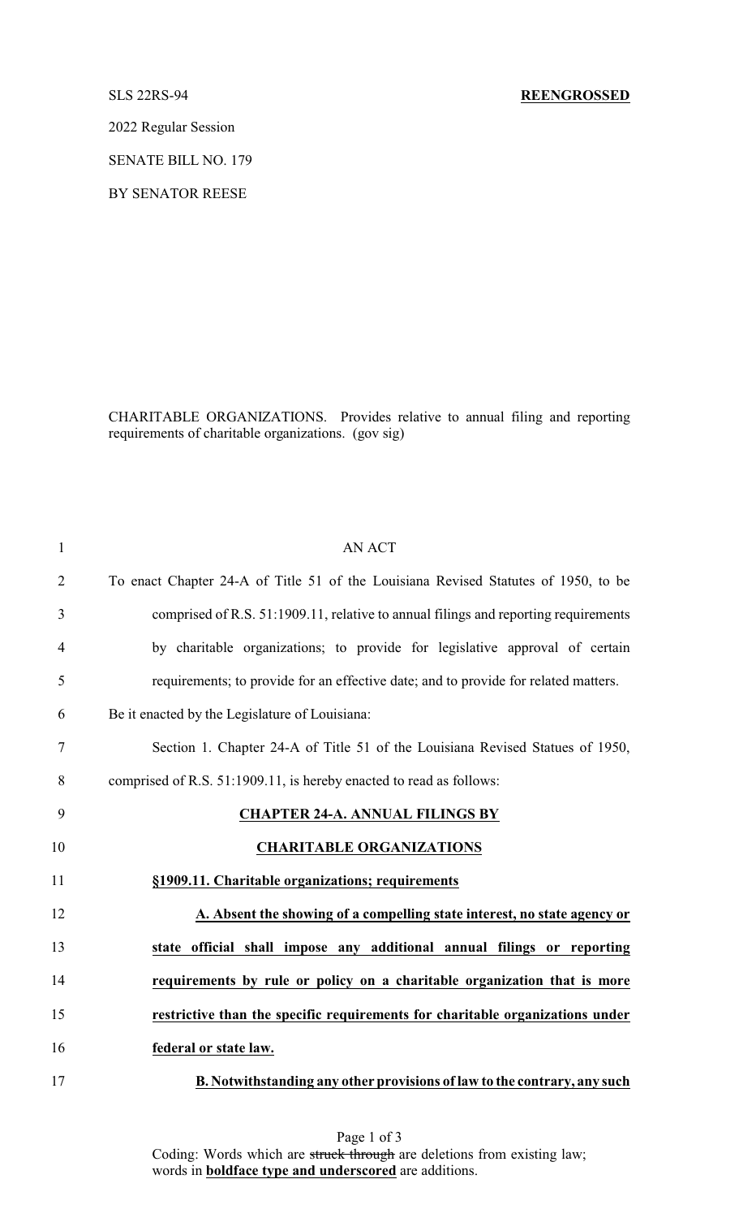SLS 22RS-94 **REENGROSSED**

2022 Regular Session

SENATE BILL NO. 179

BY SENATOR REESE

CHARITABLE ORGANIZATIONS. Provides relative to annual filing and reporting requirements of charitable organizations. (gov sig)

AN ACT

To enact Chapter 24-A of Title 51 of the Louisiana Revised Statutes of 1950, to be comprised of R.S. 51:1909.11, relative to annual filings and reporting requirements by charitable organizations; to provide for legislative approval of certain requirements; to provide for an effective date; and to provide for related matters.

Be it enacted by the Legislature of Louisiana:

Section 1. Chapter 24-A of Title 51 of the Louisiana Revised Statues of 1950, comprised of R.S. 51:1909.11, is hereby enacted to read as follows:

**CHAPTER 24-A. ANNUAL FILINGS BY**

**CHARITABLE ORGANIZATIONS**

**§1909.11. Charitable organizations; requirements**

**A. Absent the showing of a compelling state interest, no state agency or state official shall impose any additional annual filings or reporting requirements by rule or policy on a charitable organization that is more restrictive than the specific requirements for charitable organizations under federal or state law.**

**B. Notwithstanding any other provisions of law to the contrary, any such**

Coding: Words which are ~~struck through~~ are deletions from existing law; words in **boldface type and underscored** are additions.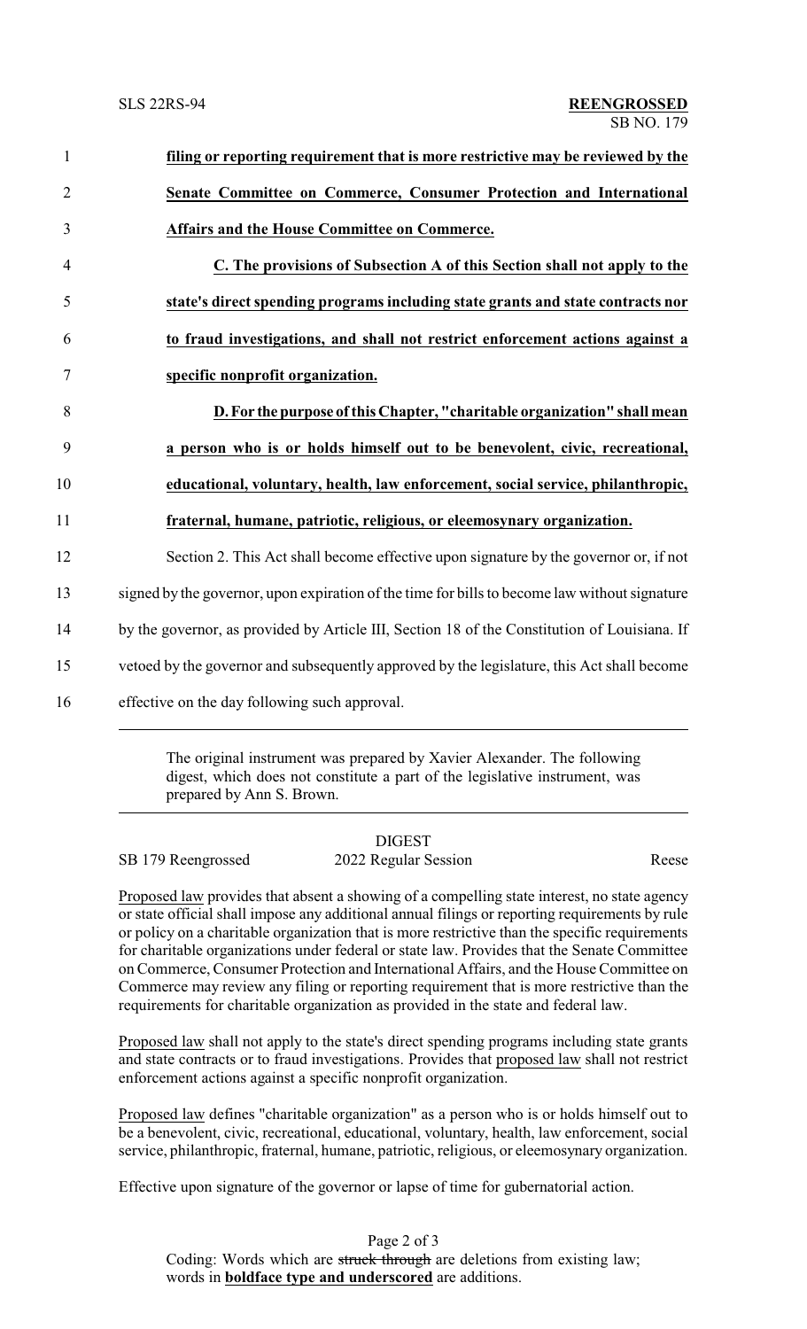**filing or reporting requirement that is more restrictive may be reviewed by the Senate Committee on Commerce, Consumer Protection and International Affairs and the House Committee on Commerce.**

**C. The provisions of Subsection A of this Section shall not apply to the state's direct spending programs including state grants and state contracts nor to fraud investigations, and shall not restrict enforcement actions against a specific nonprofit organization.**

**D. For the purpose of this Chapter, "charitable organization" shall mean a person who is or holds himself out to be benevolent, civic, recreational, educational, voluntary, health, law enforcement, social service, philanthropic, fraternal, humane, patriotic, religious, or eleemosynary organization.**

Section 2. This Act shall become effective upon signature by the governor or, if not signed by the governor, upon expiration of the time for bills to become law without signature by the governor, as provided by Article III, Section 18 of the Constitution of Louisiana. If vetoed by the governor and subsequently approved by the legislature, this Act shall become effective on the day following such approval.

---

The original instrument was prepared by Xavier Alexander. The following digest, which does not constitute a part of the legislative instrument, was prepared by Ann S. Brown.

---

DIGEST

SB 179 Reengrossed — 2022 Regular Session — Reese

Proposed law provides that absent a showing of a compelling state interest, no state agency or state official shall impose any additional annual filings or reporting requirements by rule or policy on a charitable organization that is more restrictive than the specific requirements for charitable organizations under federal or state law. Provides that the Senate Committee on Commerce, Consumer Protection and International Affairs, and the House Committee on Commerce may review any filing or reporting requirement that is more restrictive than the requirements for charitable organization as provided in the state and federal law.

Proposed law shall not apply to the state's direct spending programs including state grants and state contracts or to fraud investigations. Provides that proposed law shall not restrict enforcement actions against a specific nonprofit organization.

Proposed law defines "charitable organization" as a person who is or holds himself out to be a benevolent, civic, recreational, educational, voluntary, health, law enforcement, social service, philanthropic, fraternal, humane, patriotic, religious, or eleemosynary organization.

Effective upon signature of the governor or lapse of time for gubernatorial action.

Coding: Words which are ~~struck through~~ are deletions from existing law; words in **boldface type and underscored** are additions.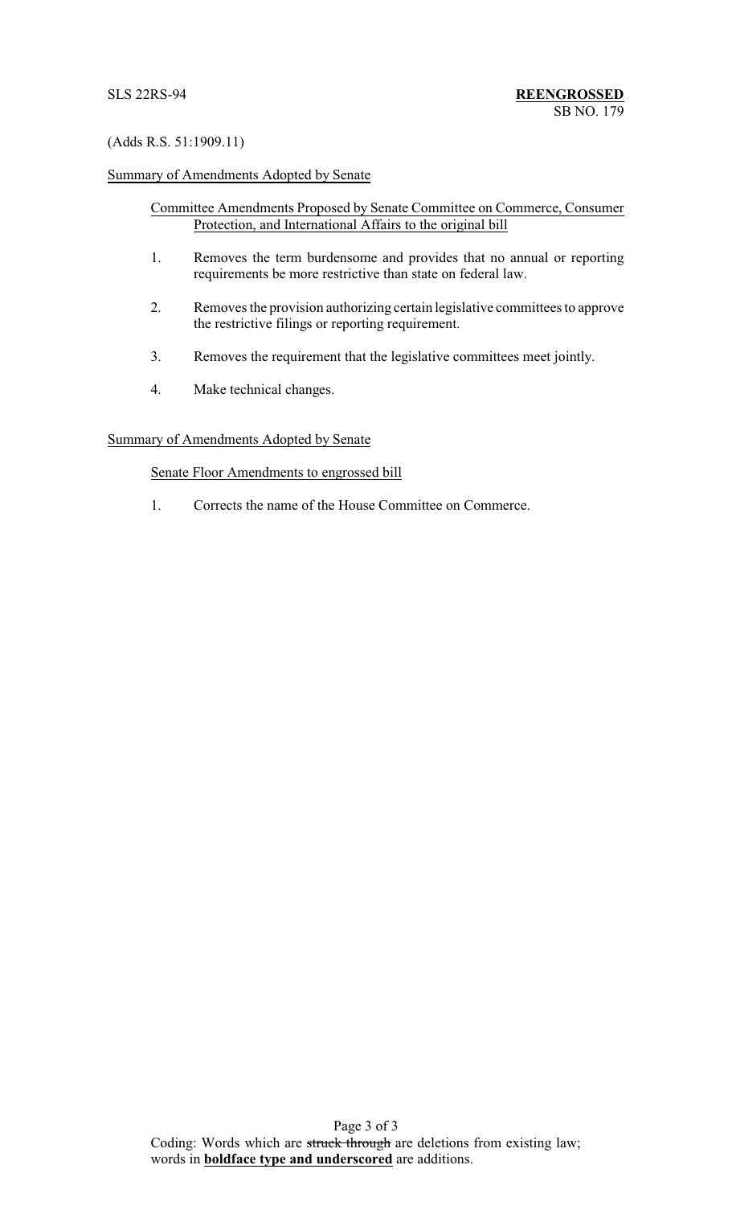(Adds R.S. 51:1909.11)

Summary of Amendments Adopted by Senate

Committee Amendments Proposed by Senate Committee on Commerce, Consumer Protection, and International Affairs to the original bill

1. Removes the term burdensome and provides that no annual or reporting requirements be more restrictive than state on federal law.

2. Removes the provision authorizing certain legislative committees to approve the restrictive filings or reporting requirement.

3. Removes the requirement that the legislative committees meet jointly.

4. Make technical changes.

Summary of Amendments Adopted by Senate

Senate Floor Amendments to engrossed bill

1. Corrects the name of the House Committee on Commerce.